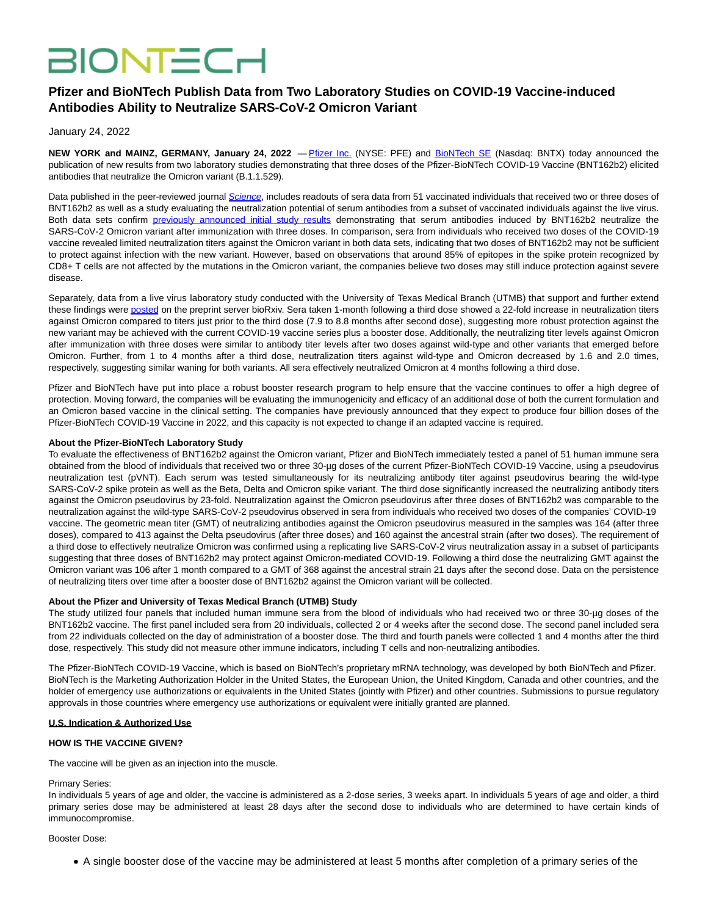# BIONTECH

## Pfizer and BioNTech Publish Data from Two Laboratory Studies on COVID-19 Vaccine-induced Antibodies Ability to Neutralize SARS-CoV-2 Omicron Variant

January 24, 2022

**NEW YORK and MAINZ, GERMANY, January 24, 2022** — Pfizer Inc. (NYSE: PFE) and BioNTech SE (Nasdaq: BNTX) today announced the publication of new results from two laboratory studies demonstrating that three doses of the Pfizer-BioNTech COVID-19 Vaccine (BNT162b2) elicited antibodies that neutralize the Omicron variant (B.1.1.529).

Data published in the peer-reviewed journal *Science*, includes readouts of sera data from 51 vaccinated individuals that received two or three doses of BNT162b2 as well as a study evaluating the neutralization potential of serum antibodies from a subset of vaccinated individuals against the live virus. Both data sets confirm previously announced initial study results demonstrating that serum antibodies induced by BNT162b2 neutralize the SARS-CoV-2 Omicron variant after immunization with three doses. In comparison, sera from individuals who received two doses of the COVID-19 vaccine revealed limited neutralization titers against the Omicron variant in both data sets, indicating that two doses of BNT162b2 may not be sufficient to protect against infection with the new variant. However, based on observations that around 85% of epitopes in the spike protein recognized by CD8+ T cells are not affected by the mutations in the Omicron variant, the companies believe two doses may still induce protection against severe disease.

Separately, data from a live virus laboratory study conducted with the University of Texas Medical Branch (UTMB) that support and further extend these findings were posted on the preprint server bioRxiv. Sera taken 1-month following a third dose showed a 22-fold increase in neutralization titers against Omicron compared to titers just prior to the third dose (7.9 to 8.8 months after second dose), suggesting more robust protection against the new variant may be achieved with the current COVID-19 vaccine series plus a booster dose. Additionally, the neutralizing titer levels against Omicron after immunization with three doses were similar to antibody titer levels after two doses against wild-type and other variants that emerged before Omicron. Further, from 1 to 4 months after a third dose, neutralization titers against wild-type and Omicron decreased by 1.6 and 2.0 times, respectively, suggesting similar waning for both variants. All sera effectively neutralized Omicron at 4 months following a third dose.

Pfizer and BioNTech have put into place a robust booster research program to help ensure that the vaccine continues to offer a high degree of protection. Moving forward, the companies will be evaluating the immunogenicity and efficacy of an additional dose of both the current formulation and an Omicron based vaccine in the clinical setting. The companies have previously announced that they expect to produce four billion doses of the Pfizer-BioNTech COVID-19 Vaccine in 2022, and this capacity is not expected to change if an adapted vaccine is required.

**About the Pfizer-BioNTech Laboratory Study**

To evaluate the effectiveness of BNT162b2 against the Omicron variant, Pfizer and BioNTech immediately tested a panel of 51 human immune sera obtained from the blood of individuals that received two or three 30-µg doses of the current Pfizer-BioNTech COVID-19 Vaccine, using a pseudovirus neutralization test (pVNT). Each serum was tested simultaneously for its neutralizing antibody titer against pseudovirus bearing the wild-type SARS-CoV-2 spike protein as well as the Beta, Delta and Omicron spike variant. The third dose significantly increased the neutralizing antibody titers against the Omicron pseudovirus by 23-fold. Neutralization against the Omicron pseudovirus after three doses of BNT162b2 was comparable to the neutralization against the wild-type SARS-CoV-2 pseudovirus observed in sera from individuals who received two doses of the companies' COVID-19 vaccine. The geometric mean titer (GMT) of neutralizing antibodies against the Omicron pseudovirus measured in the samples was 164 (after three doses), compared to 413 against the Delta pseudovirus (after three doses) and 160 against the ancestral strain (after two doses). The requirement of a third dose to effectively neutralize Omicron was confirmed using a replicating live SARS-CoV-2 virus neutralization assay in a subset of participants suggesting that three doses of BNT162b2 may protect against Omicron-mediated COVID-19. Following a third dose the neutralizing GMT against the Omicron variant was 106 after 1 month compared to a GMT of 368 against the ancestral strain 21 days after the second dose. Data on the persistence of neutralizing titers over time after a booster dose of BNT162b2 against the Omicron variant will be collected.

**About the Pfizer and University of Texas Medical Branch (UTMB) Study**

The study utilized four panels that included human immune sera from the blood of individuals who had received two or three 30-µg doses of the BNT162b2 vaccine. The first panel included sera from 20 individuals, collected 2 or 4 weeks after the second dose. The second panel included sera from 22 individuals collected on the day of administration of a booster dose. The third and fourth panels were collected 1 and 4 months after the third dose, respectively. This study did not measure other immune indicators, including T cells and non-neutralizing antibodies.

The Pfizer-BioNTech COVID-19 Vaccine, which is based on BioNTech's proprietary mRNA technology, was developed by both BioNTech and Pfizer. BioNTech is the Marketing Authorization Holder in the United States, the European Union, the United Kingdom, Canada and other countries, and the holder of emergency use authorizations or equivalents in the United States (jointly with Pfizer) and other countries. Submissions to pursue regulatory approvals in those countries where emergency use authorizations or equivalent were initially granted are planned.

**U.S. Indication & Authorized Use**

**HOW IS THE VACCINE GIVEN?**

The vaccine will be given as an injection into the muscle.

Primary Series:
In individuals 5 years of age and older, the vaccine is administered as a 2-dose series, 3 weeks apart. In individuals 5 years of age and older, a third primary series dose may be administered at least 28 days after the second dose to individuals who are determined to have certain kinds of immunocompromise.

Booster Dose:

- A single booster dose of the vaccine may be administered at least 5 months after completion of a primary series of the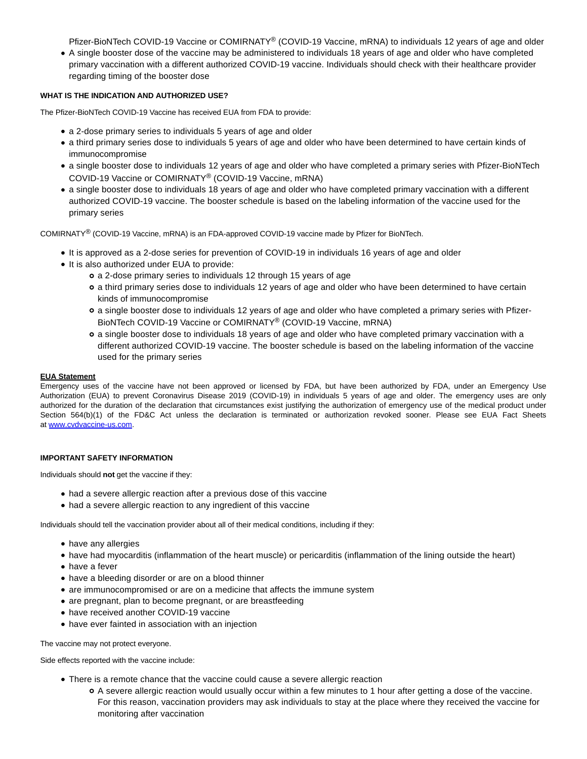Pfizer-BioNTech COVID-19 Vaccine or COMIRNATY® (COVID-19 Vaccine, mRNA) to individuals 12 years of age and older

- A single booster dose of the vaccine may be administered to individuals 18 years of age and older who have completed primary vaccination with a different authorized COVID-19 vaccine. Individuals should check with their healthcare provider regarding timing of the booster dose

**WHAT IS THE INDICATION AND AUTHORIZED USE?**

The Pfizer-BioNTech COVID-19 Vaccine has received EUA from FDA to provide:

- a 2-dose primary series to individuals 5 years of age and older
- a third primary series dose to individuals 5 years of age and older who have been determined to have certain kinds of immunocompromise
- a single booster dose to individuals 12 years of age and older who have completed a primary series with Pfizer-BioNTech COVID-19 Vaccine or COMIRNATY® (COVID-19 Vaccine, mRNA)
- a single booster dose to individuals 18 years of age and older who have completed primary vaccination with a different authorized COVID-19 vaccine. The booster schedule is based on the labeling information of the vaccine used for the primary series

COMIRNATY® (COVID-19 Vaccine, mRNA) is an FDA-approved COVID-19 vaccine made by Pfizer for BioNTech.

- It is approved as a 2-dose series for prevention of COVID-19 in individuals 16 years of age and older
- It is also authorized under EUA to provide:
    - a 2-dose primary series to individuals 12 through 15 years of age
    - a third primary series dose to individuals 12 years of age and older who have been determined to have certain kinds of immunocompromise
    - a single booster dose to individuals 12 years of age and older who have completed a primary series with Pfizer-BioNTech COVID-19 Vaccine or COMIRNATY® (COVID-19 Vaccine, mRNA)
    - a single booster dose to individuals 18 years of age and older who have completed primary vaccination with a different authorized COVID-19 vaccine. The booster schedule is based on the labeling information of the vaccine used for the primary series

**EUA Statement**

Emergency uses of the vaccine have not been approved or licensed by FDA, but have been authorized by FDA, under an Emergency Use Authorization (EUA) to prevent Coronavirus Disease 2019 (COVID-19) in individuals 5 years of age and older. The emergency uses are only authorized for the duration of the declaration that circumstances exist justifying the authorization of emergency use of the medical product under Section 564(b)(1) of the FD&C Act unless the declaration is terminated or authorization revoked sooner. Please see EUA Fact Sheets at www.cvdvaccine-us.com.

**IMPORTANT SAFETY INFORMATION**

Individuals should **not** get the vaccine if they:

- had a severe allergic reaction after a previous dose of this vaccine
- had a severe allergic reaction to any ingredient of this vaccine

Individuals should tell the vaccination provider about all of their medical conditions, including if they:

- have any allergies
- have had myocarditis (inflammation of the heart muscle) or pericarditis (inflammation of the lining outside the heart)
- have a fever
- have a bleeding disorder or are on a blood thinner
- are immunocompromised or are on a medicine that affects the immune system
- are pregnant, plan to become pregnant, or are breastfeeding
- have received another COVID-19 vaccine
- have ever fainted in association with an injection

The vaccine may not protect everyone.

Side effects reported with the vaccine include:

- There is a remote chance that the vaccine could cause a severe allergic reaction
    - A severe allergic reaction would usually occur within a few minutes to 1 hour after getting a dose of the vaccine. For this reason, vaccination providers may ask individuals to stay at the place where they received the vaccine for monitoring after vaccination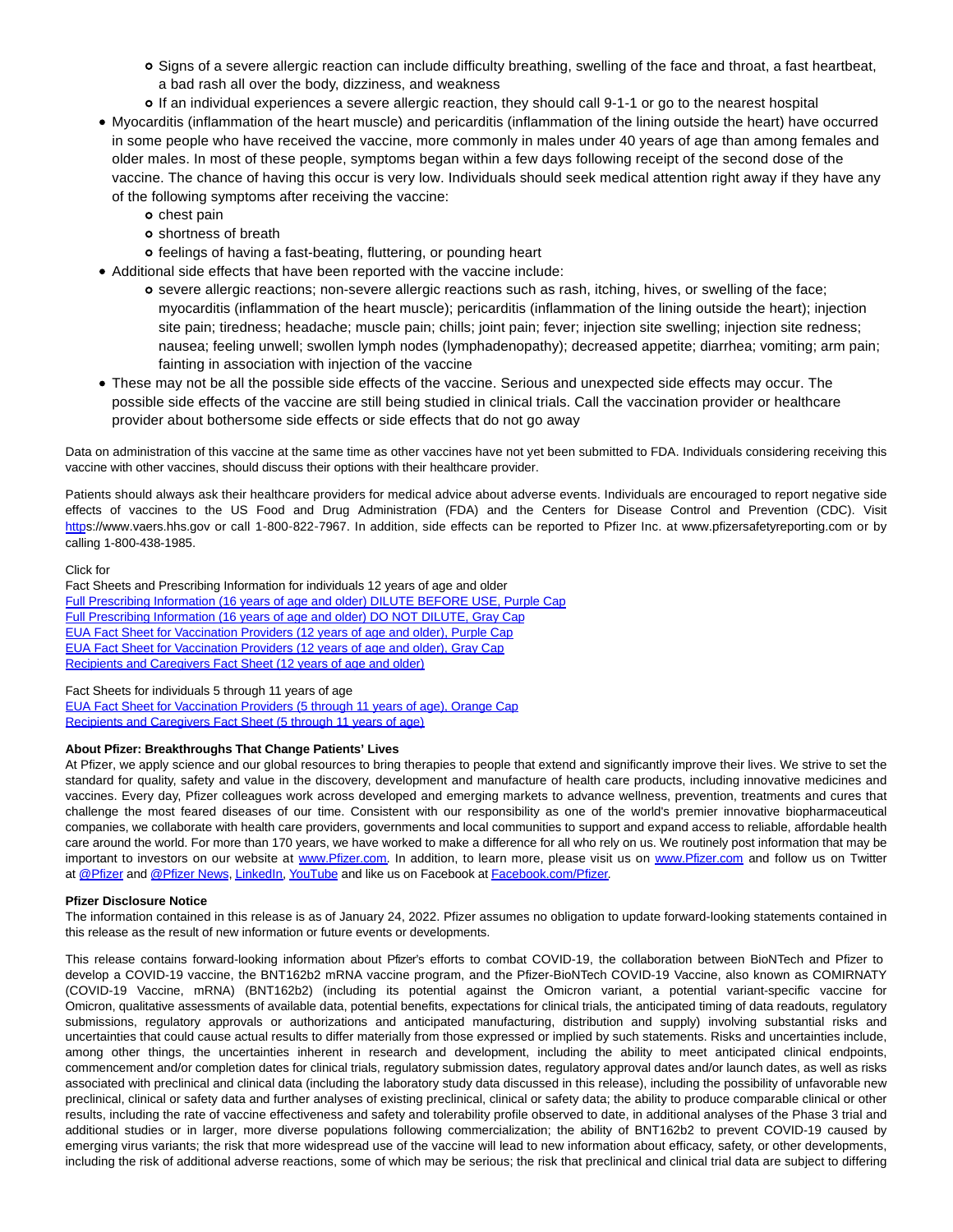- Signs of a severe allergic reaction can include difficulty breathing, swelling of the face and throat, a fast heartbeat, a bad rash all over the body, dizziness, and weakness
    - If an individual experiences a severe allergic reaction, they should call 9-1-1 or go to the nearest hospital
- Myocarditis (inflammation of the heart muscle) and pericarditis (inflammation of the lining outside the heart) have occurred in some people who have received the vaccine, more commonly in males under 40 years of age than among females and older males. In most of these people, symptoms began within a few days following receipt of the second dose of the vaccine. The chance of having this occur is very low. Individuals should seek medical attention right away if they have any of the following symptoms after receiving the vaccine:
    - chest pain
    - shortness of breath
    - feelings of having a fast-beating, fluttering, or pounding heart
- Additional side effects that have been reported with the vaccine include:
    - severe allergic reactions; non-severe allergic reactions such as rash, itching, hives, or swelling of the face; myocarditis (inflammation of the heart muscle); pericarditis (inflammation of the lining outside the heart); injection site pain; tiredness; headache; muscle pain; chills; joint pain; fever; injection site swelling; injection site redness; nausea; feeling unwell; swollen lymph nodes (lymphadenopathy); decreased appetite; diarrhea; vomiting; arm pain; fainting in association with injection of the vaccine
- These may not be all the possible side effects of the vaccine. Serious and unexpected side effects may occur. The possible side effects of the vaccine are still being studied in clinical trials. Call the vaccination provider or healthcare provider about bothersome side effects or side effects that do not go away

Data on administration of this vaccine at the same time as other vaccines have not yet been submitted to FDA. Individuals considering receiving this vaccine with other vaccines, should discuss their options with their healthcare provider.

Patients should always ask their healthcare providers for medical advice about adverse events. Individuals are encouraged to report negative side effects of vaccines to the US Food and Drug Administration (FDA) and the Centers for Disease Control and Prevention (CDC). Visit https://www.vaers.hhs.gov or call 1-800-822-7967. In addition, side effects can be reported to Pfizer Inc. at www.pfizersafetyreporting.com or by calling 1-800-438-1985.

Click for

Fact Sheets and Prescribing Information for individuals 12 years of age and older
Full Prescribing Information (16 years of age and older) DILUTE BEFORE USE, Purple Cap
Full Prescribing Information (16 years of age and older) DO NOT DILUTE, Gray Cap
EUA Fact Sheet for Vaccination Providers (12 years of age and older), Purple Cap
EUA Fact Sheet for Vaccination Providers (12 years of age and older), Gray Cap
Recipients and Caregivers Fact Sheet (12 years of age and older)

Fact Sheets for individuals 5 through 11 years of age
EUA Fact Sheet for Vaccination Providers (5 through 11 years of age), Orange Cap
Recipients and Caregivers Fact Sheet (5 through 11 years of age)

**About Pfizer: Breakthroughs That Change Patients' Lives**

At Pfizer, we apply science and our global resources to bring therapies to people that extend and significantly improve their lives. We strive to set the standard for quality, safety and value in the discovery, development and manufacture of health care products, including innovative medicines and vaccines. Every day, Pfizer colleagues work across developed and emerging markets to advance wellness, prevention, treatments and cures that challenge the most feared diseases of our time. Consistent with our responsibility as one of the world's premier innovative biopharmaceutical companies, we collaborate with health care providers, governments and local communities to support and expand access to reliable, affordable health care around the world. For more than 170 years, we have worked to make a difference for all who rely on us. We routinely post information that may be important to investors on our website at www.Pfizer.com. In addition, to learn more, please visit us on www.Pfizer.com and follow us on Twitter at @Pfizer and @Pfizer News, LinkedIn, YouTube and like us on Facebook at Facebook.com/Pfizer.

**Pfizer Disclosure Notice**

The information contained in this release is as of January 24, 2022. Pfizer assumes no obligation to update forward-looking statements contained in this release as the result of new information or future events or developments.

This release contains forward-looking information about Pfizer's efforts to combat COVID-19, the collaboration between BioNTech and Pfizer to develop a COVID-19 vaccine, the BNT162b2 mRNA vaccine program, and the Pfizer-BioNTech COVID-19 Vaccine, also known as COMIRNATY (COVID-19 Vaccine, mRNA) (BNT162b2) (including its potential against the Omicron variant, a potential variant-specific vaccine for Omicron, qualitative assessments of available data, potential benefits, expectations for clinical trials, the anticipated timing of data readouts, regulatory submissions, regulatory approvals or authorizations and anticipated manufacturing, distribution and supply) involving substantial risks and uncertainties that could cause actual results to differ materially from those expressed or implied by such statements. Risks and uncertainties include, among other things, the uncertainties inherent in research and development, including the ability to meet anticipated clinical endpoints, commencement and/or completion dates for clinical trials, regulatory submission dates, regulatory approval dates and/or launch dates, as well as risks associated with preclinical and clinical data (including the laboratory study data discussed in this release), including the possibility of unfavorable new preclinical, clinical or safety data and further analyses of existing preclinical, clinical or safety data; the ability to produce comparable clinical or other results, including the rate of vaccine effectiveness and safety and tolerability profile observed to date, in additional analyses of the Phase 3 trial and additional studies or in larger, more diverse populations following commercialization; the ability of BNT162b2 to prevent COVID-19 caused by emerging virus variants; the risk that more widespread use of the vaccine will lead to new information about efficacy, safety, or other developments, including the risk of additional adverse reactions, some of which may be serious; the risk that preclinical and clinical trial data are subject to differing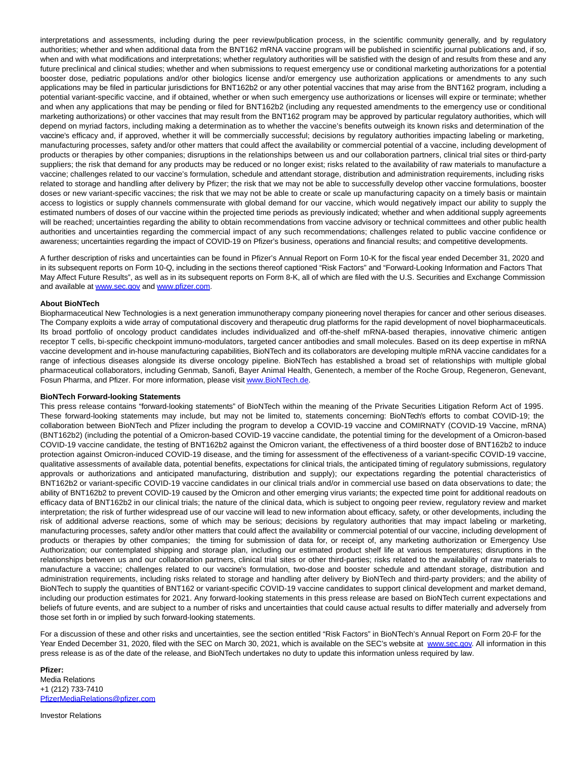interpretations and assessments, including during the peer review/publication process, in the scientific community generally, and by regulatory authorities; whether and when additional data from the BNT162 mRNA vaccine program will be published in scientific journal publications and, if so, when and with what modifications and interpretations; whether regulatory authorities will be satisfied with the design of and results from these and any future preclinical and clinical studies; whether and when submissions to request emergency use or conditional marketing authorizations for a potential booster dose, pediatric populations and/or other biologics license and/or emergency use authorization applications or amendments to any such applications may be filed in particular jurisdictions for BNT162b2 or any other potential vaccines that may arise from the BNT162 program, including a potential variant-specific vaccine, and if obtained, whether or when such emergency use authorizations or licenses will expire or terminate; whether and when any applications that may be pending or filed for BNT162b2 (including any requested amendments to the emergency use or conditional marketing authorizations) or other vaccines that may result from the BNT162 program may be approved by particular regulatory authorities, which will depend on myriad factors, including making a determination as to whether the vaccine's benefits outweigh its known risks and determination of the vaccine's efficacy and, if approved, whether it will be commercially successful; decisions by regulatory authorities impacting labeling or marketing, manufacturing processes, safety and/or other matters that could affect the availability or commercial potential of a vaccine, including development of products or therapies by other companies; disruptions in the relationships between us and our collaboration partners, clinical trial sites or third-party suppliers; the risk that demand for any products may be reduced or no longer exist; risks related to the availability of raw materials to manufacture a vaccine; challenges related to our vaccine's formulation, schedule and attendant storage, distribution and administration requirements, including risks related to storage and handling after delivery by Pfizer; the risk that we may not be able to successfully develop other vaccine formulations, booster doses or new variant-specific vaccines; the risk that we may not be able to create or scale up manufacturing capacity on a timely basis or maintain access to logistics or supply channels commensurate with global demand for our vaccine, which would negatively impact our ability to supply the estimated numbers of doses of our vaccine within the projected time periods as previously indicated; whether and when additional supply agreements will be reached; uncertainties regarding the ability to obtain recommendations from vaccine advisory or technical committees and other public health authorities and uncertainties regarding the commercial impact of any such recommendations; challenges related to public vaccine confidence or awareness; uncertainties regarding the impact of COVID-19 on Pfizer's business, operations and financial results; and competitive developments.

A further description of risks and uncertainties can be found in Pfizer's Annual Report on Form 10-K for the fiscal year ended December 31, 2020 and in its subsequent reports on Form 10-Q, including in the sections thereof captioned "Risk Factors" and "Forward-Looking Information and Factors That May Affect Future Results", as well as in its subsequent reports on Form 8-K, all of which are filed with the U.S. Securities and Exchange Commission and available at www.sec.gov and www.pfizer.com.

**About BioNTech**

Biopharmaceutical New Technologies is a next generation immunotherapy company pioneering novel therapies for cancer and other serious diseases. The Company exploits a wide array of computational discovery and therapeutic drug platforms for the rapid development of novel biopharmaceuticals. Its broad portfolio of oncology product candidates includes individualized and off-the-shelf mRNA-based therapies, innovative chimeric antigen receptor T cells, bi-specific checkpoint immuno-modulators, targeted cancer antibodies and small molecules. Based on its deep expertise in mRNA vaccine development and in-house manufacturing capabilities, BioNTech and its collaborators are developing multiple mRNA vaccine candidates for a range of infectious diseases alongside its diverse oncology pipeline. BioNTech has established a broad set of relationships with multiple global pharmaceutical collaborators, including Genmab, Sanofi, Bayer Animal Health, Genentech, a member of the Roche Group, Regeneron, Genevant, Fosun Pharma, and Pfizer. For more information, please visit www.BioNTech.de.

**BioNTech Forward-looking Statements**

This press release contains "forward-looking statements" of BioNTech within the meaning of the Private Securities Litigation Reform Act of 1995. These forward-looking statements may include, but may not be limited to, statements concerning: BioNTech's efforts to combat COVID-19; the collaboration between BioNTech and Pfizer including the program to develop a COVID-19 vaccine and COMIRNATY (COVID-19 Vaccine, mRNA) (BNT162b2) (including the potential of a Omicron-based COVID-19 vaccine candidate, the potential timing for the development of a Omicron-based COVID-19 vaccine candidate, the testing of BNT162b2 against the Omicron variant, the effectiveness of a third booster dose of BNT162b2 to induce protection against Omicron-induced COVID-19 disease, and the timing for assessment of the effectiveness of a variant-specific COVID-19 vaccine, qualitative assessments of available data, potential benefits, expectations for clinical trials, the anticipated timing of regulatory submissions, regulatory approvals or authorizations and anticipated manufacturing, distribution and supply); our expectations regarding the potential characteristics of BNT162b2 or variant-specific COVID-19 vaccine candidates in our clinical trials and/or in commercial use based on data observations to date; the ability of BNT162b2 to prevent COVID-19 caused by the Omicron and other emerging virus variants; the expected time point for additional readouts on efficacy data of BNT162b2 in our clinical trials; the nature of the clinical data, which is subject to ongoing peer review, regulatory review and market interpretation; the risk of further widespread use of our vaccine will lead to new information about efficacy, safety, or other developments, including the risk of additional adverse reactions, some of which may be serious; decisions by regulatory authorities that may impact labeling or marketing, manufacturing processes, safety and/or other matters that could affect the availability or commercial potential of our vaccine, including development of products or therapies by other companies; the timing for submission of data for, or receipt of, any marketing authorization or Emergency Use Authorization; our contemplated shipping and storage plan, including our estimated product shelf life at various temperatures; disruptions in the relationships between us and our collaboration partners, clinical trial sites or other third-parties; risks related to the availability of raw materials to manufacture a vaccine; challenges related to our vaccine's formulation, two-dose and booster schedule and attendant storage, distribution and administration requirements, including risks related to storage and handling after delivery by BioNTech and third-party providers; and the ability of BioNTech to supply the quantities of BNT162 or variant-specific COVID-19 vaccine candidates to support clinical development and market demand, including our production estimates for 2021. Any forward-looking statements in this press release are based on BioNTech current expectations and beliefs of future events, and are subject to a number of risks and uncertainties that could cause actual results to differ materially and adversely from those set forth in or implied by such forward-looking statements.

For a discussion of these and other risks and uncertainties, see the section entitled "Risk Factors" in BioNTech's Annual Report on Form 20-F for the Year Ended December 31, 2020, filed with the SEC on March 30, 2021, which is available on the SEC's website at www.sec.gov. All information in this press release is as of the date of the release, and BioNTech undertakes no duty to update this information unless required by law.

**Pfizer:**

Media Relations
+1 (212) 733-7410
PfizerMediaRelations@pfizer.com

Investor Relations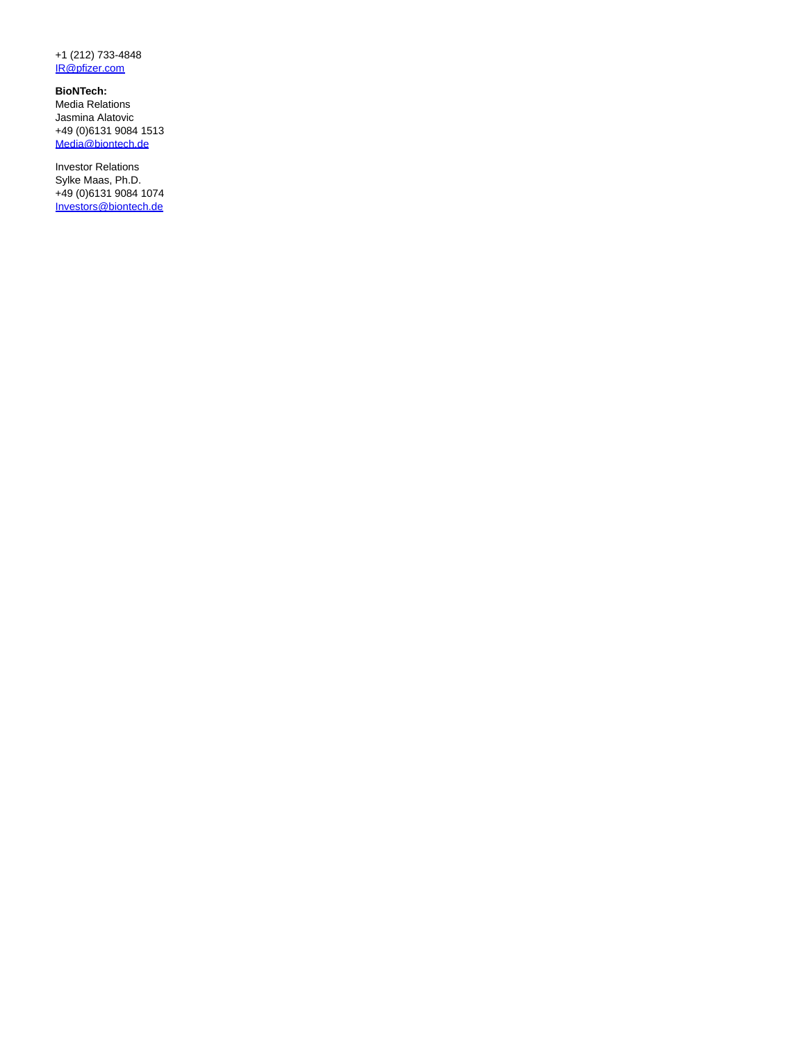+1 (212) 733-4848
IR@pfizer.com

**BioNTech:**
Media Relations
Jasmina Alatovic
+49 (0)6131 9084 1513
Media@biontech.de

Investor Relations
Sylke Maas, Ph.D.
+49 (0)6131 9084 1074
Investors@biontech.de